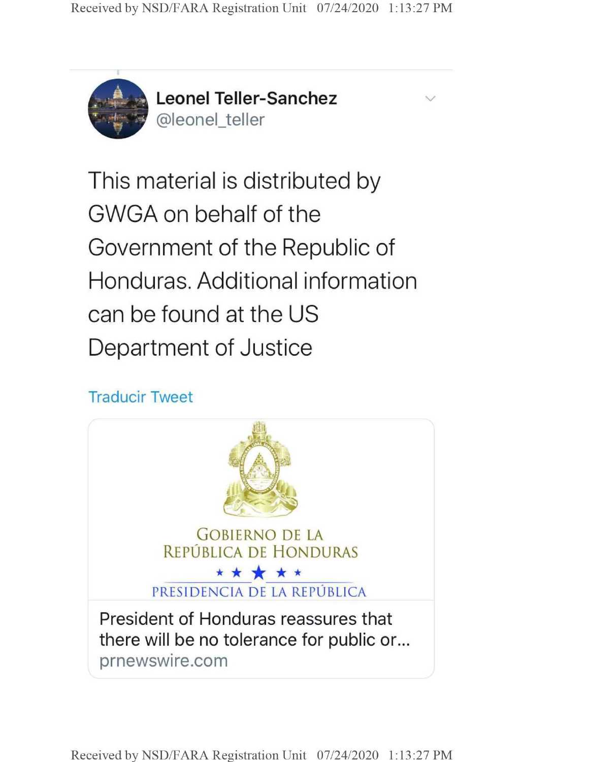**Leonel Teller-Sanchez**
@leonel_teller

This material is distributed by GWGA on behalf of the Government of the Republic of Honduras. Additional information can be found at the US Department of Justice

Traducir Tweet

GOBIERNO DE LA
REPÚBLICA DE HONDURAS

PRESIDENCIA DE LA REPÚBLICA

President of Honduras reassures that there will be no tolerance for public or...
prnewswire.com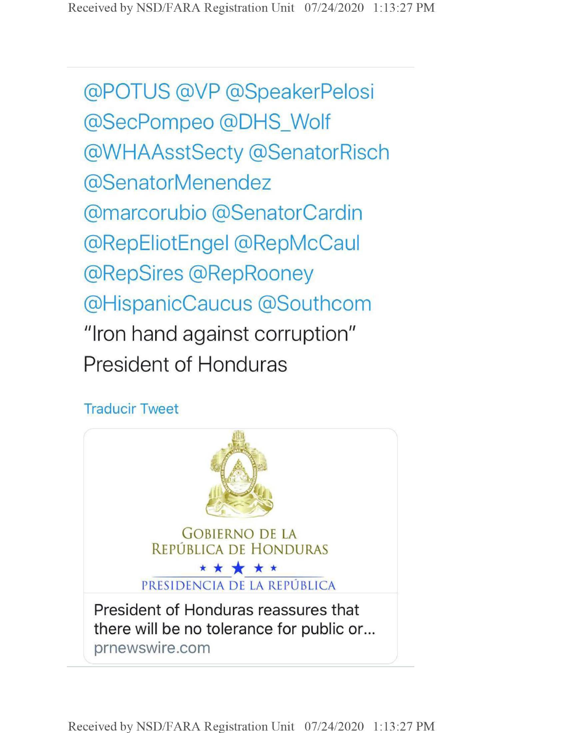@POTUS @VP @SpeakerPelosi @SecPompeo @DHS_Wolf @WHAAsstSecty @SenatorRisch @SenatorMenendez @marcorubio @SenatorCardin @RepEliotEngel @RepMcCaul @RepSires @RepRooney @HispanicCaucus @Southcom "Iron hand against corruption" President of Honduras

Traducir Tweet

GOBIERNO DE LA REPÚBLICA DE HONDURAS

PRESIDENCIA DE LA REPÚBLICA

President of Honduras reassures that there will be no tolerance for public or...

prnewswire.com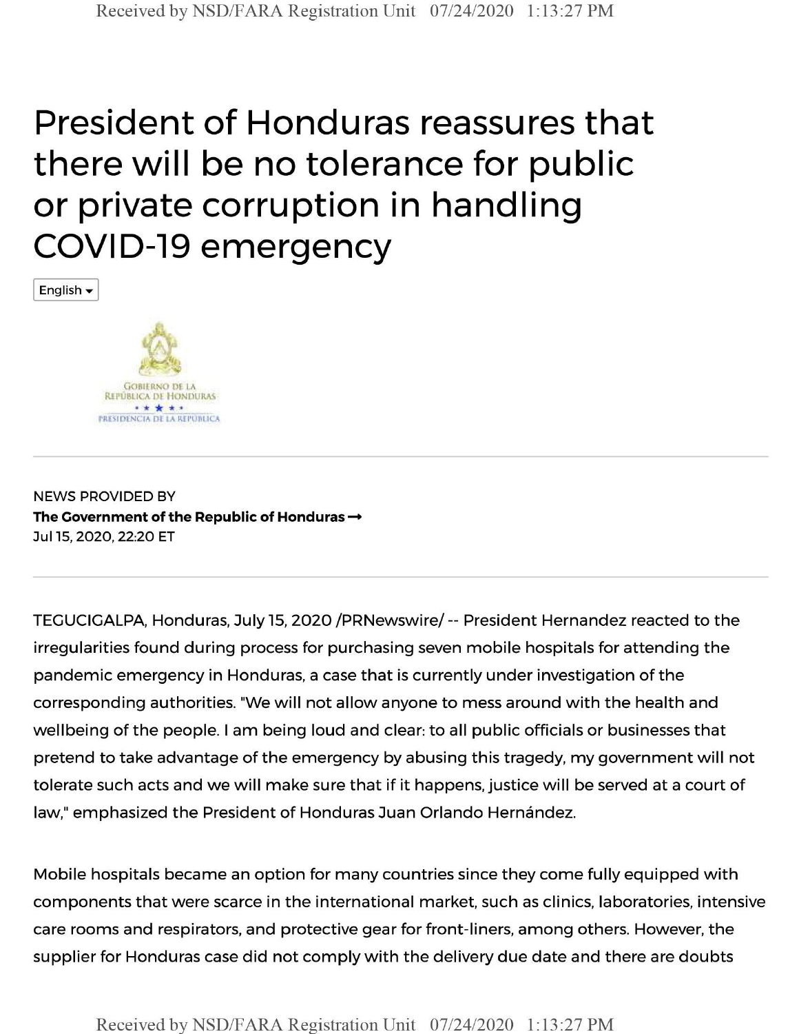# President of Honduras reassures that there will be no tolerance for public or private corruption in handling COVID-19 emergency

English

GOBIERNO DE LA REPÚBLICA DE HONDURAS

PRESIDENCIA DE LA REPÚBLICA

---

NEWS PROVIDED BY

**The Government of the Republic of Honduras →**

Jul 15, 2020, 22:20 ET

---

TEGUCIGALPA, Honduras, July 15, 2020 /PRNewswire/ -- President Hernandez reacted to the irregularities found during process for purchasing seven mobile hospitals for attending the pandemic emergency in Honduras, a case that is currently under investigation of the corresponding authorities. "We will not allow anyone to mess around with the health and wellbeing of the people. I am being loud and clear: to all public officials or businesses that pretend to take advantage of the emergency by abusing this tragedy, my government will not tolerate such acts and we will make sure that if it happens, justice will be served at a court of law," emphasized the President of Honduras Juan Orlando Hernández.

Mobile hospitals became an option for many countries since they come fully equipped with components that were scarce in the international market, such as clinics, laboratories, intensive care rooms and respirators, and protective gear for front-liners, among others. However, the supplier for Honduras case did not comply with the delivery due date and there are doubts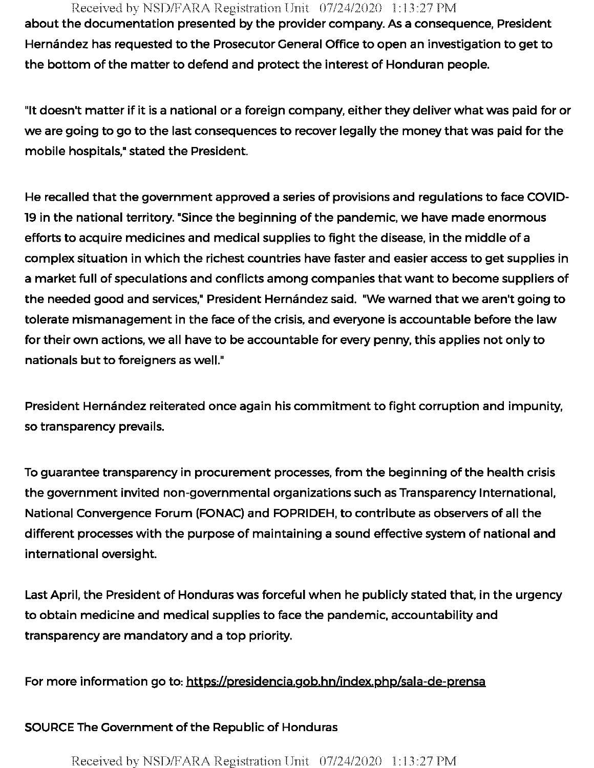about the documentation presented by the provider company. As a consequence, President Hernández has requested to the Prosecutor General Office to open an investigation to get to the bottom of the matter to defend and protect the interest of Honduran people.

"It doesn't matter if it is a national or a foreign company, either they deliver what was paid for or we are going to go to the last consequences to recover legally the money that was paid for the mobile hospitals," stated the President.

He recalled that the government approved a series of provisions and regulations to face COVID-19 in the national territory. "Since the beginning of the pandemic, we have made enormous efforts to acquire medicines and medical supplies to fight the disease, in the middle of a complex situation in which the richest countries have faster and easier access to get supplies in a market full of speculations and conflicts among companies that want to become suppliers of the needed good and services," President Hernández said. "We warned that we aren't going to tolerate mismanagement in the face of the crisis, and everyone is accountable before the law for their own actions, we all have to be accountable for every penny, this applies not only to nationals but to foreigners as well."

President Hernández reiterated once again his commitment to fight corruption and impunity, so transparency prevails.

To guarantee transparency in procurement processes, from the beginning of the health crisis the government invited non-governmental organizations such as Transparency International, National Convergence Forum (FONAC) and FOPRIDEH, to contribute as observers of all the different processes with the purpose of maintaining a sound effective system of national and international oversight.

Last April, the President of Honduras was forceful when he publicly stated that, in the urgency to obtain medicine and medical supplies to face the pandemic, accountability and transparency are mandatory and a top priority.

For more information go to: https://presidencia.gob.hn/index.php/sala-de-prensa

SOURCE The Government of the Republic of Honduras